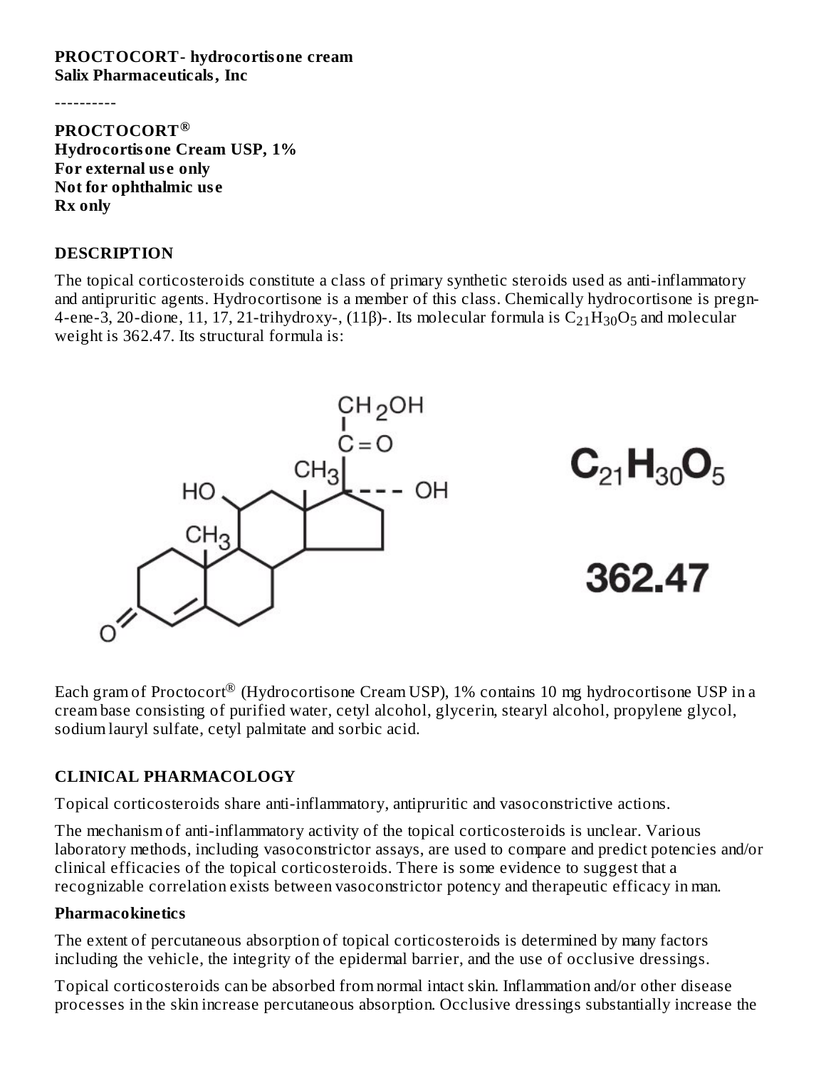**PROCTOCORT- hydrocortisone cream**
**Salix Pharmaceuticals, Inc**

----------

**PROCTOCORT®**
**Hydrocortisone Cream USP, 1%**
**For external use only**
**Not for ophthalmic use**
**Rx only**

## DESCRIPTION

The topical corticosteroids constitute a class of primary synthetic steroids used as anti-inflammatory and antipruritic agents. Hydrocortisone is a member of this class. Chemically hydrocortisone is pregn-4-ene-3, 20-dione, 11, 17, 21-trihydroxy-, (11β)-. Its molecular formula is $C_{21}H_{30}O_5$ and molecular weight is 362.47. Its structural formula is:

$C_{21}H_{30}O_5$

362.47

Each gram of Proctocort® (Hydrocortisone Cream USP), 1% contains 10 mg hydrocortisone USP in a cream base consisting of purified water, cetyl alcohol, glycerin, stearyl alcohol, propylene glycol, sodium lauryl sulfate, cetyl palmitate and sorbic acid.

## CLINICAL PHARMACOLOGY

Topical corticosteroids share anti-inflammatory, antipruritic and vasoconstrictive actions.

The mechanism of anti-inflammatory activity of the topical corticosteroids is unclear. Various laboratory methods, including vasoconstrictor assays, are used to compare and predict potencies and/or clinical efficacies of the topical corticosteroids. There is some evidence to suggest that a recognizable correlation exists between vasoconstrictor potency and therapeutic efficacy in man.

### Pharmacokinetics

The extent of percutaneous absorption of topical corticosteroids is determined by many factors including the vehicle, the integrity of the epidermal barrier, and the use of occlusive dressings.

Topical corticosteroids can be absorbed from normal intact skin. Inflammation and/or other disease processes in the skin increase percutaneous absorption. Occlusive dressings substantially increase the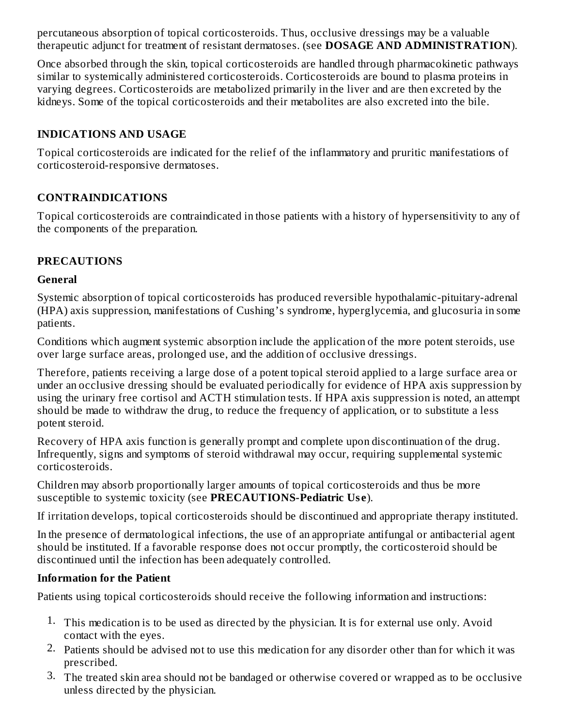percutaneous absorption of topical corticosteroids. Thus, occlusive dressings may be a valuable therapeutic adjunct for treatment of resistant dermatoses. (see **DOSAGE AND ADMINISTRATION**).

Once absorbed through the skin, topical corticosteroids are handled through pharmacokinetic pathways similar to systemically administered corticosteroids. Corticosteroids are bound to plasma proteins in varying degrees. Corticosteroids are metabolized primarily in the liver and are then excreted by the kidneys. Some of the topical corticosteroids and their metabolites are also excreted into the bile.

## INDICATIONS AND USAGE

Topical corticosteroids are indicated for the relief of the inflammatory and pruritic manifestations of corticosteroid-responsive dermatoses.

## CONTRAINDICATIONS

Topical corticosteroids are contraindicated in those patients with a history of hypersensitivity to any of the components of the preparation.

## PRECAUTIONS

### General

Systemic absorption of topical corticosteroids has produced reversible hypothalamic-pituitary-adrenal (HPA) axis suppression, manifestations of Cushing's syndrome, hyperglycemia, and glucosuria in some patients.

Conditions which augment systemic absorption include the application of the more potent steroids, use over large surface areas, prolonged use, and the addition of occlusive dressings.

Therefore, patients receiving a large dose of a potent topical steroid applied to a large surface area or under an occlusive dressing should be evaluated periodically for evidence of HPA axis suppression by using the urinary free cortisol and ACTH stimulation tests. If HPA axis suppression is noted, an attempt should be made to withdraw the drug, to reduce the frequency of application, or to substitute a less potent steroid.

Recovery of HPA axis function is generally prompt and complete upon discontinuation of the drug. Infrequently, signs and symptoms of steroid withdrawal may occur, requiring supplemental systemic corticosteroids.

Children may absorb proportionally larger amounts of topical corticosteroids and thus be more susceptible to systemic toxicity (see **PRECAUTIONS-Pediatric Use**).

If irritation develops, topical corticosteroids should be discontinued and appropriate therapy instituted.

In the presence of dermatological infections, the use of an appropriate antifungal or antibacterial agent should be instituted. If a favorable response does not occur promptly, the corticosteroid should be discontinued until the infection has been adequately controlled.

### Information for the Patient

Patients using topical corticosteroids should receive the following information and instructions:

1. This medication is to be used as directed by the physician. It is for external use only. Avoid contact with the eyes.
2. Patients should be advised not to use this medication for any disorder other than for which it was prescribed.
3. The treated skin area should not be bandaged or otherwise covered or wrapped as to be occlusive unless directed by the physician.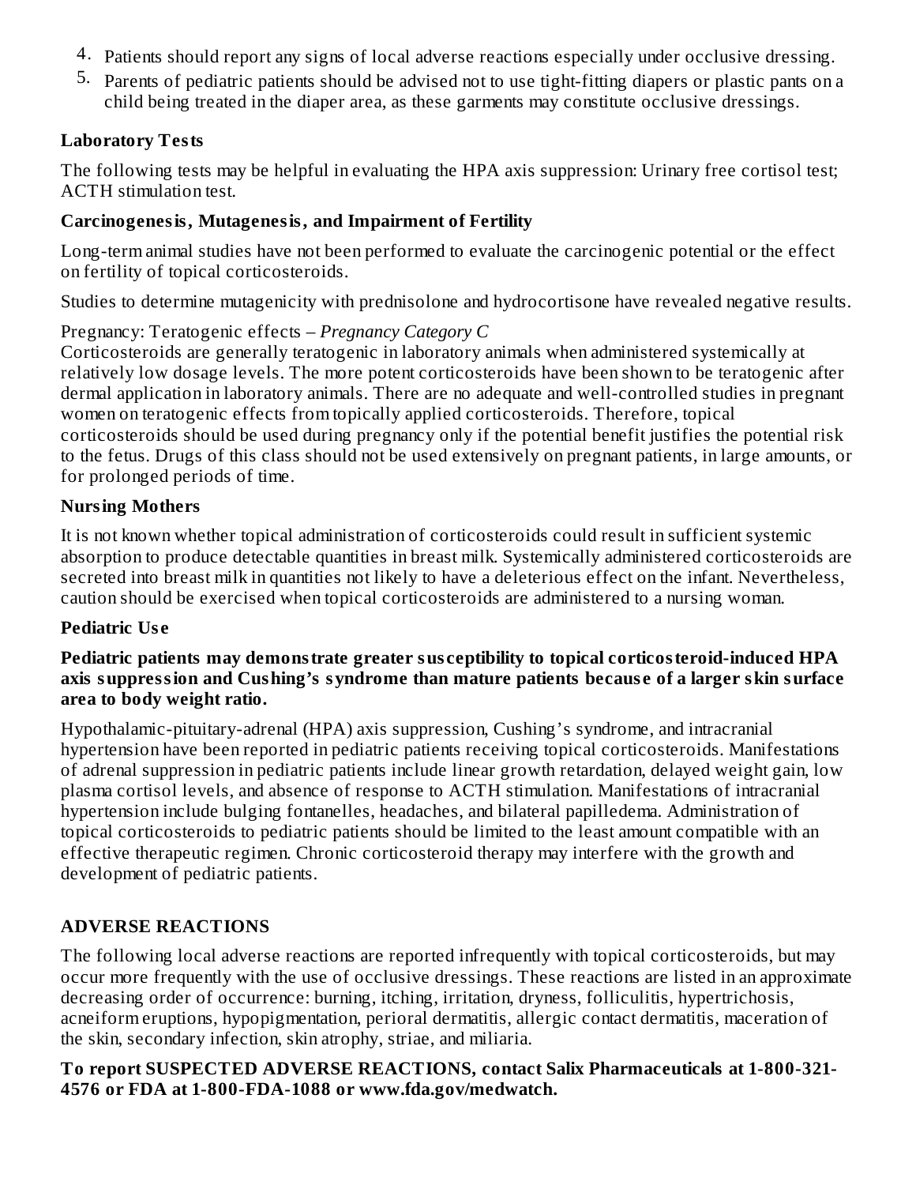4. Patients should report any signs of local adverse reactions especially under occlusive dressing.
5. Parents of pediatric patients should be advised not to use tight-fitting diapers or plastic pants on a child being treated in the diaper area, as these garments may constitute occlusive dressings.

**Laboratory Tests**

The following tests may be helpful in evaluating the HPA axis suppression: Urinary free cortisol test; ACTH stimulation test.

**Carcinogenesis, Mutagenesis, and Impairment of Fertility**

Long-term animal studies have not been performed to evaluate the carcinogenic potential or the effect on fertility of topical corticosteroids.

Studies to determine mutagenicity with prednisolone and hydrocortisone have revealed negative results.

Pregnancy: Teratogenic effects – *Pregnancy Category C*
Corticosteroids are generally teratogenic in laboratory animals when administered systemically at relatively low dosage levels. The more potent corticosteroids have been shown to be teratogenic after dermal application in laboratory animals. There are no adequate and well-controlled studies in pregnant women on teratogenic effects from topically applied corticosteroids. Therefore, topical corticosteroids should be used during pregnancy only if the potential benefit justifies the potential risk to the fetus. Drugs of this class should not be used extensively on pregnant patients, in large amounts, or for prolonged periods of time.

**Nursing Mothers**

It is not known whether topical administration of corticosteroids could result in sufficient systemic absorption to produce detectable quantities in breast milk. Systemically administered corticosteroids are secreted into breast milk in quantities not likely to have a deleterious effect on the infant. Nevertheless, caution should be exercised when topical corticosteroids are administered to a nursing woman.

**Pediatric Use**

**Pediatric patients may demonstrate greater susceptibility to topical corticosteroid-induced HPA axis suppression and Cushing's syndrome than mature patients because of a larger skin surface area to body weight ratio.**

Hypothalamic-pituitary-adrenal (HPA) axis suppression, Cushing's syndrome, and intracranial hypertension have been reported in pediatric patients receiving topical corticosteroids. Manifestations of adrenal suppression in pediatric patients include linear growth retardation, delayed weight gain, low plasma cortisol levels, and absence of response to ACTH stimulation. Manifestations of intracranial hypertension include bulging fontanelles, headaches, and bilateral papilledema. Administration of topical corticosteroids to pediatric patients should be limited to the least amount compatible with an effective therapeutic regimen. Chronic corticosteroid therapy may interfere with the growth and development of pediatric patients.

## ADVERSE REACTIONS

The following local adverse reactions are reported infrequently with topical corticosteroids, but may occur more frequently with the use of occlusive dressings. These reactions are listed in an approximate decreasing order of occurrence: burning, itching, irritation, dryness, folliculitis, hypertrichosis, acneiform eruptions, hypopigmentation, perioral dermatitis, allergic contact dermatitis, maceration of the skin, secondary infection, skin atrophy, striae, and miliaria.

**To report SUSPECTED ADVERSE REACTIONS, contact Salix Pharmaceuticals at 1-800-321-4576 or FDA at 1-800-FDA-1088 or www.fda.gov/medwatch.**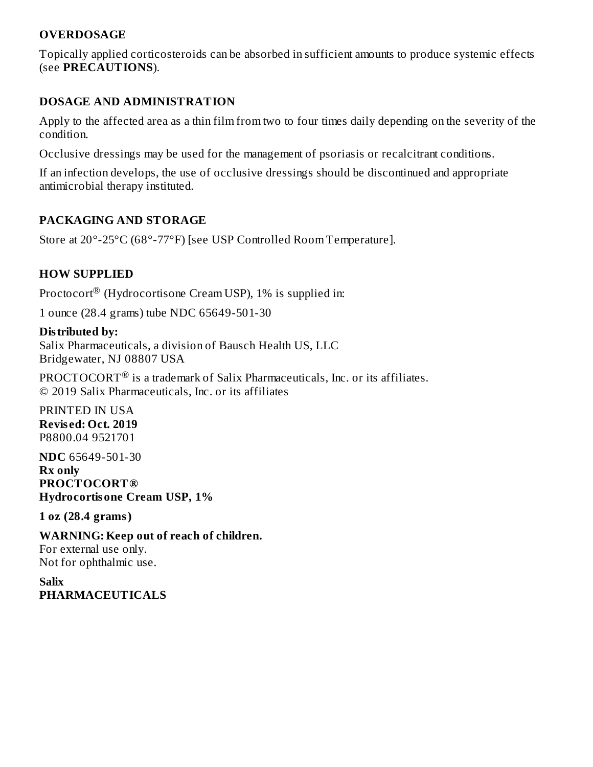## OVERDOSAGE

Topically applied corticosteroids can be absorbed in sufficient amounts to produce systemic effects (see **PRECAUTIONS**).

## DOSAGE AND ADMINISTRATION

Apply to the affected area as a thin film from two to four times daily depending on the severity of the condition.

Occlusive dressings may be used for the management of psoriasis or recalcitrant conditions.

If an infection develops, the use of occlusive dressings should be discontinued and appropriate antimicrobial therapy instituted.

## PACKAGING AND STORAGE

Store at 20°-25°C (68°-77°F) [see USP Controlled Room Temperature].

## HOW SUPPLIED

Proctocort® (Hydrocortisone Cream USP), 1% is supplied in:

1 ounce (28.4 grams) tube NDC 65649-501-30

**Distributed by:**
Salix Pharmaceuticals, a division of Bausch Health US, LLC
Bridgewater, NJ 08807 USA

PROCTOCORT® is a trademark of Salix Pharmaceuticals, Inc. or its affiliates.
© 2019 Salix Pharmaceuticals, Inc. or its affiliates

PRINTED IN USA
**Revised: Oct. 2019**
P8800.04 9521701

**NDC** 65649-501-30
**Rx only**
**PROCTOCORT®**
**Hydrocortisone Cream USP, 1%**

**1 oz (28.4 grams)**

**WARNING: Keep out of reach of children.**
For external use only.
Not for ophthalmic use.

**Salix**
**PHARMACEUTICALS**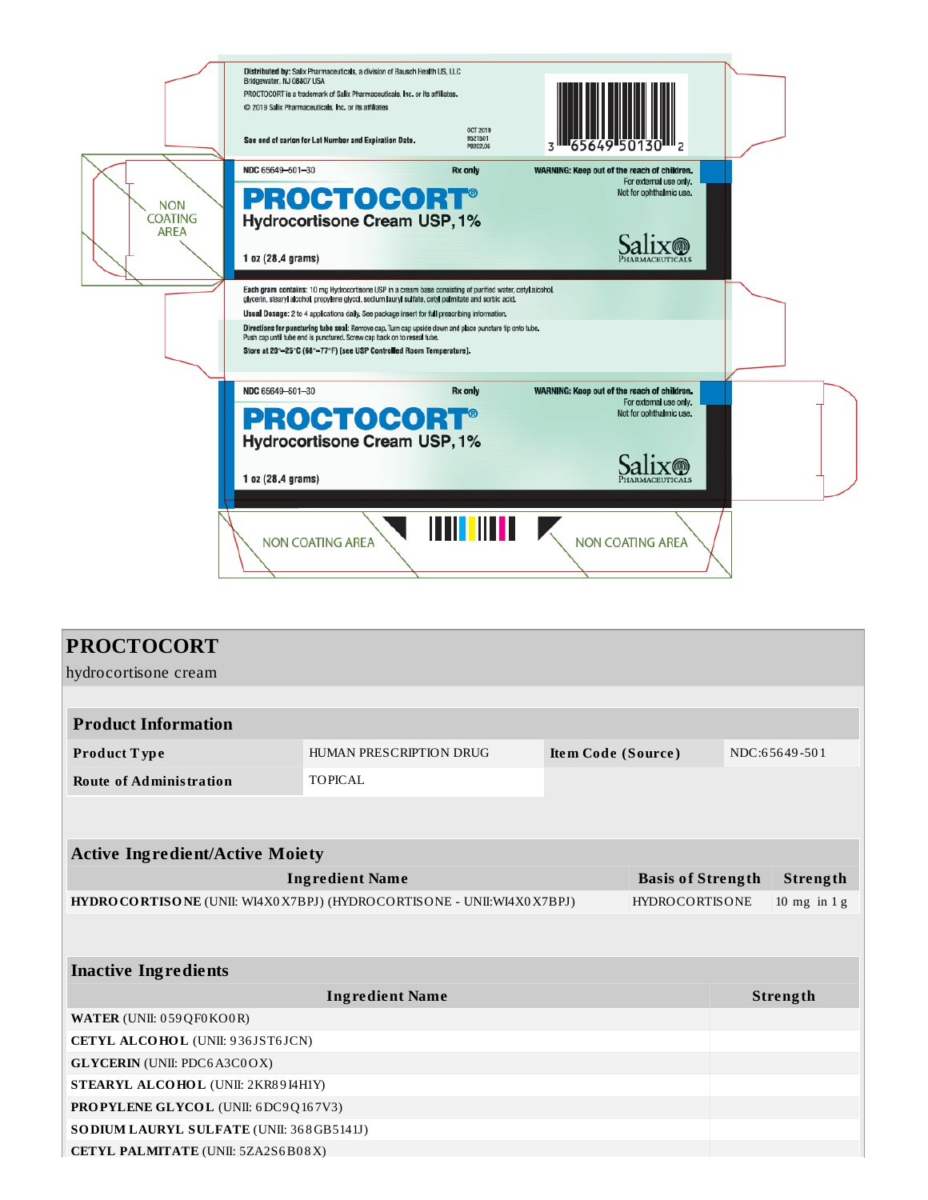Distributed by: Salix Pharmaceuticals, a division of Bausch Health US, LLC
Bridgewater, NJ 08807 USA

PROCTOCORT is a trademark of Salix Pharmaceuticals, Inc. or its affiliates.

© 2019 Salix Pharmaceuticals, Inc. or its affiliates

See end of carton for Lot Number and Expiration Date.

OCT 2019
9521501
P0202J6

3 65649 50130 2

NON COATING AREA

NDC 65649-501-30 Rx only

**PROCTOCORT®**

**Hydrocortisone Cream USP, 1%**

1 oz (28.4 grams)

WARNING: Keep out of the reach of children.
For external use only.
Not for ophthalmic use.

Salix PHARMACEUTICALS

**Each gram contains:** 10 mg Hydrocortisone USP in a cream base consisting of purified water, cetyl alcohol, glycerin, stearyl alcohol, propylene glycol, sodium lauryl sulfate, cetyl palmitate and sorbic acid.

**Usual Dosage:** 2 to 4 applications daily. See package insert for full prescribing information.

**Directions for puncturing tube seal:** Remove cap. Turn cap upside down and place puncture tip onto tube. Push cap until tube end is punctured. Screw cap back on to reseal tube.

Store at 20°–25°C (68°–77°F) [see USP Controlled Room Temperature].

NDC 65649-501-30 Rx only

**PROCTOCORT®**

**Hydrocortisone Cream USP, 1%**

1 oz (28.4 grams)

WARNING: Keep out of the reach of children.
For external use only.
Not for ophthalmic use.

Salix PHARMACEUTICALS

NON COATING AREA NON COATING AREA

# PROCTOCORT

hydrocortisone cream

| **Product Information** | | | |
|---|---|---|---|
| **Product Type** | HUMAN PRESCRIPTION DRUG | **Item Code (Source)** | NDC:65649-501 |
| **Route of Administration** | TOPICAL | | |

| **Active Ingredient/Active Moiety** | | |
|---|---|---|
| **Ingredient Name** | **Basis of Strength** | **Strength** |
| **HYDROCORTISONE** (UNII: WI4X0X7BPJ) (HYDROCORTISONE - UNII:WI4X0X7BPJ) | HYDROCORTISONE | 10 mg in 1 g |

| **Inactive Ingredients** | |
|---|---|
| **Ingredient Name** | **Strength** |
| **WATER** (UNII: 059QF0KO0R) | |
| **CETYL ALCOHOL** (UNII: 936JST6JCN) | |
| **GLYCERIN** (UNII: PDC6A3C0OX) | |
| **STEARYL ALCOHOL** (UNII: 2KR89I4H1Y) | |
| **PROPYLENE GLYCOL** (UNII: 6DC9Q167V3) | |
| **SODIUM LAURYL SULFATE** (UNII: 368GB5141J) | |
| **CETYL PALMITATE** (UNII: 5ZA2S6B08X) | |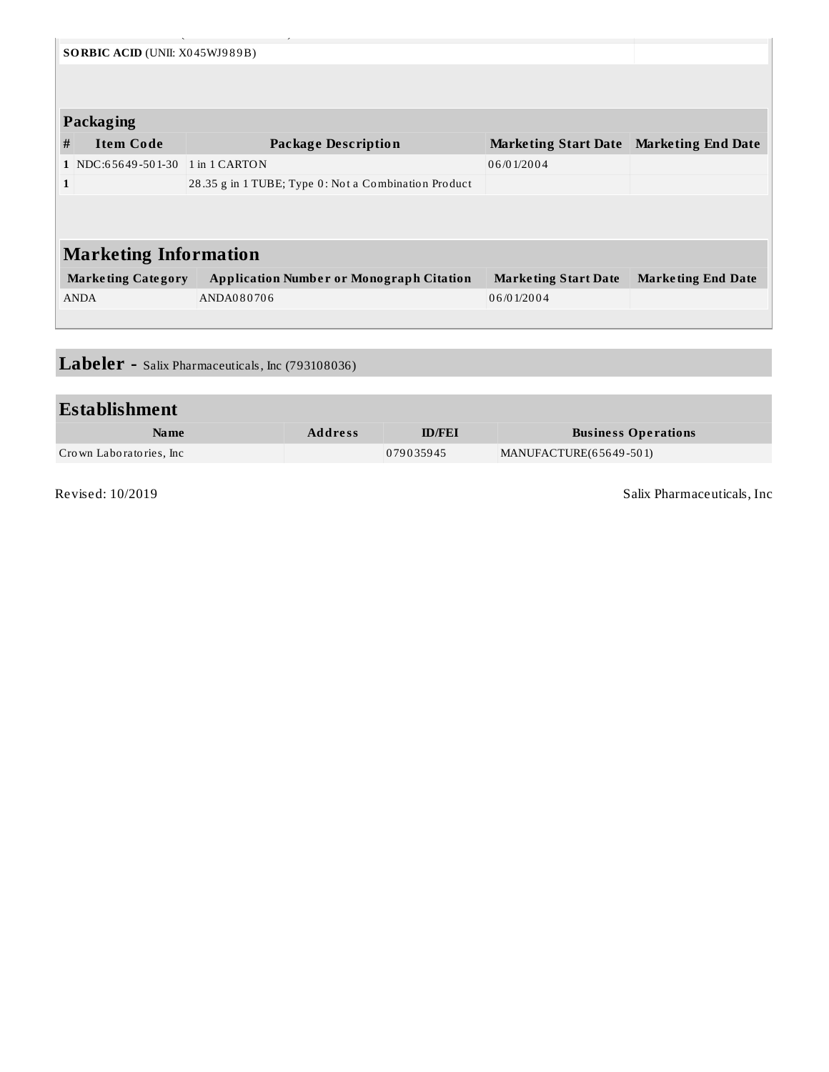| | |
|---|---|
| **SORBIC ACID** (UNII: X045WJ989B) | |

**Packaging**

| # | Item Code | Package Description | Marketing Start Date | Marketing End Date |
|---|---|---|---|---|
| 1 | NDC:65649-501-30 | 1 in 1 CARTON | 06/01/2004 | |
| 1 | | 28.35 g in 1 TUBE; Type 0: Not a Combination Product | | |

## Marketing Information

| Marketing Category | Application Number or Monograph Citation | Marketing Start Date | Marketing End Date |
|---|---|---|---|
| ANDA | ANDA080706 | 06/01/2004 | |

## Labeler - Salix Pharmaceuticals, Inc (793108036)

## Establishment

| Name | Address | ID/FEI | Business Operations |
|---|---|---|---|
| Crown Laboratories, Inc | | 079035945 | MANUFACTURE(65649-501) |

Revised: 10/2019

Salix Pharmaceuticals, Inc